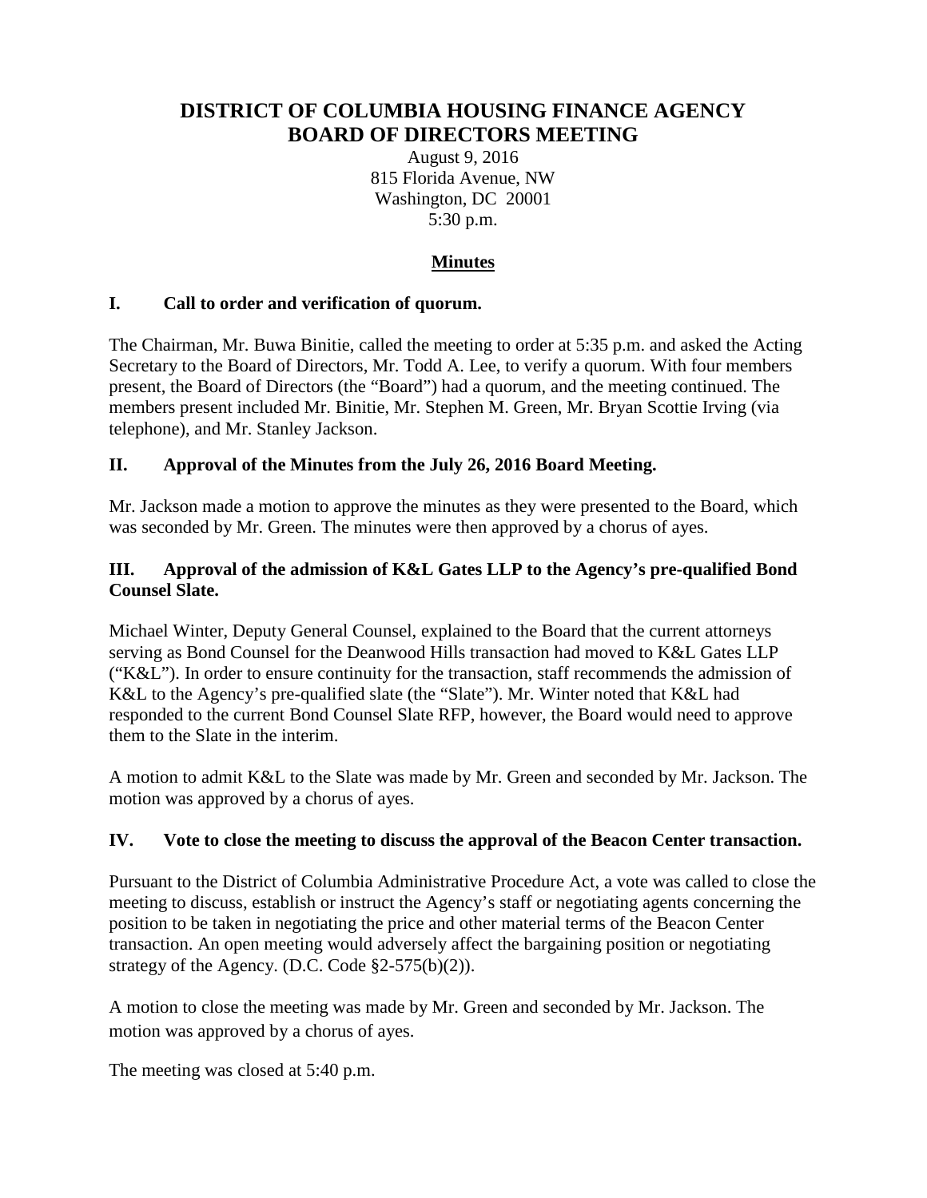# DISTRICT OF COLUMBIA HOUSING FINANCE AGENCY
# BOARD OF DIRECTORS MEETING

August 9, 2016
815 Florida Avenue, NW
Washington, DC 20001
5:30 p.m.

## Minutes

### I. Call to order and verification of quorum.

The Chairman, Mr. Buwa Binitie, called the meeting to order at 5:35 p.m. and asked the Acting Secretary to the Board of Directors, Mr. Todd A. Lee, to verify a quorum. With four members present, the Board of Directors (the "Board") had a quorum, and the meeting continued. The members present included Mr. Binitie, Mr. Stephen M. Green, Mr. Bryan Scottie Irving (via telephone), and Mr. Stanley Jackson.

### II. Approval of the Minutes from the July 26, 2016 Board Meeting.

Mr. Jackson made a motion to approve the minutes as they were presented to the Board, which was seconded by Mr. Green. The minutes were then approved by a chorus of ayes.

### III. Approval of the admission of K&L Gates LLP to the Agency's pre-qualified Bond Counsel Slate.

Michael Winter, Deputy General Counsel, explained to the Board that the current attorneys serving as Bond Counsel for the Deanwood Hills transaction had moved to K&L Gates LLP ("K&L"). In order to ensure continuity for the transaction, staff recommends the admission of K&L to the Agency's pre-qualified slate (the "Slate"). Mr. Winter noted that K&L had responded to the current Bond Counsel Slate RFP, however, the Board would need to approve them to the Slate in the interim.

A motion to admit K&L to the Slate was made by Mr. Green and seconded by Mr. Jackson. The motion was approved by a chorus of ayes.

### IV. Vote to close the meeting to discuss the approval of the Beacon Center transaction.

Pursuant to the District of Columbia Administrative Procedure Act, a vote was called to close the meeting to discuss, establish or instruct the Agency's staff or negotiating agents concerning the position to be taken in negotiating the price and other material terms of the Beacon Center transaction. An open meeting would adversely affect the bargaining position or negotiating strategy of the Agency. (D.C. Code §2-575(b)(2)).

A motion to close the meeting was made by Mr. Green and seconded by Mr. Jackson. The motion was approved by a chorus of ayes.

The meeting was closed at 5:40 p.m.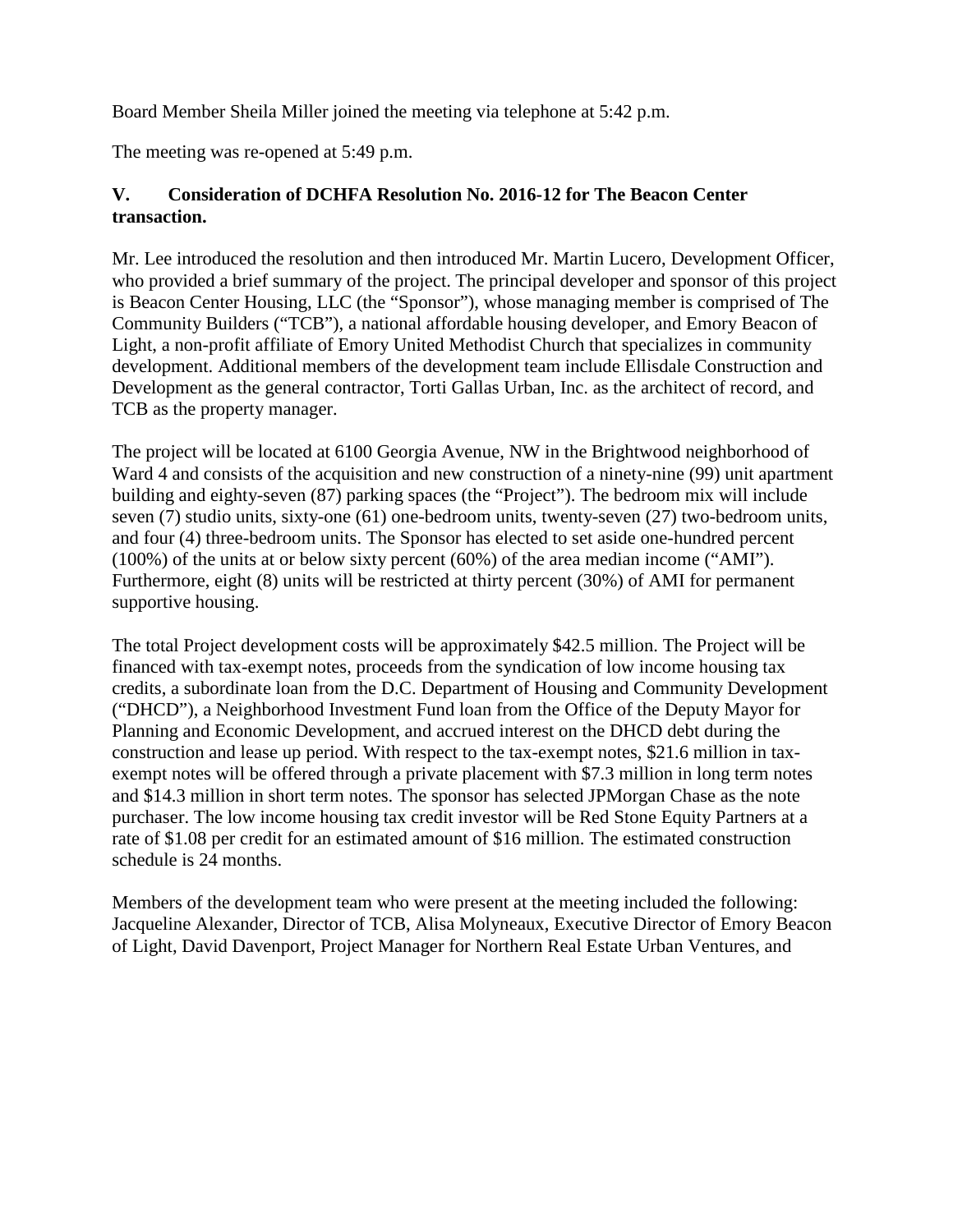Board Member Sheila Miller joined the meeting via telephone at 5:42 p.m.

The meeting was re-opened at 5:49 p.m.

**V. Consideration of DCHFA Resolution No. 2016-12 for The Beacon Center transaction.**

Mr. Lee introduced the resolution and then introduced Mr. Martin Lucero, Development Officer, who provided a brief summary of the project. The principal developer and sponsor of this project is Beacon Center Housing, LLC (the "Sponsor"), whose managing member is comprised of The Community Builders ("TCB"), a national affordable housing developer, and Emory Beacon of Light, a non-profit affiliate of Emory United Methodist Church that specializes in community development. Additional members of the development team include Ellisdale Construction and Development as the general contractor, Torti Gallas Urban, Inc. as the architect of record, and TCB as the property manager.

The project will be located at 6100 Georgia Avenue, NW in the Brightwood neighborhood of Ward 4 and consists of the acquisition and new construction of a ninety-nine (99) unit apartment building and eighty-seven (87) parking spaces (the "Project"). The bedroom mix will include seven (7) studio units, sixty-one (61) one-bedroom units, twenty-seven (27) two-bedroom units, and four (4) three-bedroom units. The Sponsor has elected to set aside one-hundred percent (100%) of the units at or below sixty percent (60%) of the area median income ("AMI"). Furthermore, eight (8) units will be restricted at thirty percent (30%) of AMI for permanent supportive housing.

The total Project development costs will be approximately $42.5 million. The Project will be financed with tax-exempt notes, proceeds from the syndication of low income housing tax credits, a subordinate loan from the D.C. Department of Housing and Community Development ("DHCD"), a Neighborhood Investment Fund loan from the Office of the Deputy Mayor for Planning and Economic Development, and accrued interest on the DHCD debt during the construction and lease up period. With respect to the tax-exempt notes, $21.6 million in tax-exempt notes will be offered through a private placement with $7.3 million in long term notes and $14.3 million in short term notes. The sponsor has selected JPMorgan Chase as the note purchaser. The low income housing tax credit investor will be Red Stone Equity Partners at a rate of $1.08 per credit for an estimated amount of $16 million. The estimated construction schedule is 24 months.

Members of the development team who were present at the meeting included the following: Jacqueline Alexander, Director of TCB, Alisa Molyneaux, Executive Director of Emory Beacon of Light, David Davenport, Project Manager for Northern Real Estate Urban Ventures, and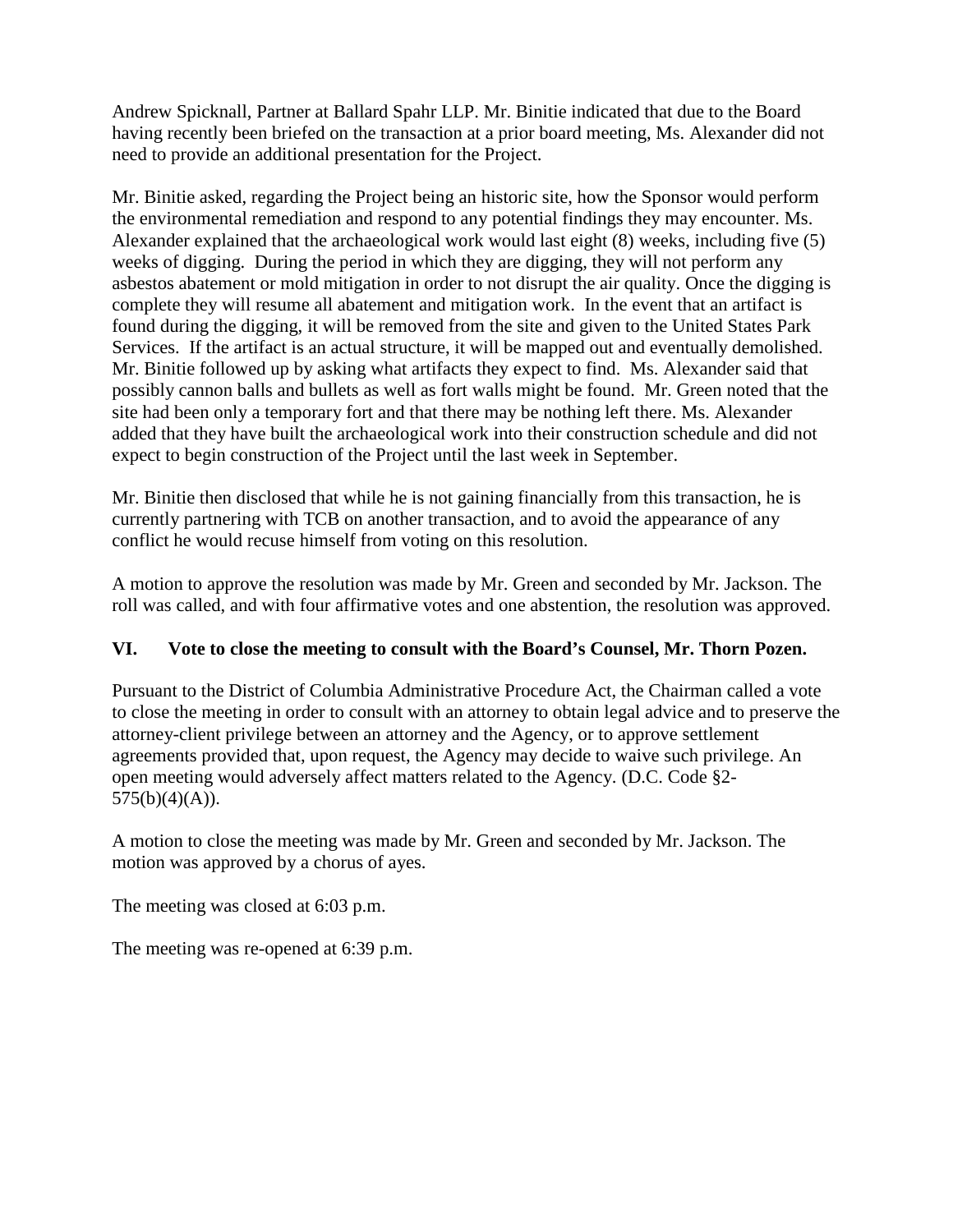Andrew Spicknall, Partner at Ballard Spahr LLP. Mr. Binitie indicated that due to the Board having recently been briefed on the transaction at a prior board meeting, Ms. Alexander did not need to provide an additional presentation for the Project.

Mr. Binitie asked, regarding the Project being an historic site, how the Sponsor would perform the environmental remediation and respond to any potential findings they may encounter. Ms. Alexander explained that the archaeological work would last eight (8) weeks, including five (5) weeks of digging. During the period in which they are digging, they will not perform any asbestos abatement or mold mitigation in order to not disrupt the air quality. Once the digging is complete they will resume all abatement and mitigation work. In the event that an artifact is found during the digging, it will be removed from the site and given to the United States Park Services. If the artifact is an actual structure, it will be mapped out and eventually demolished. Mr. Binitie followed up by asking what artifacts they expect to find. Ms. Alexander said that possibly cannon balls and bullets as well as fort walls might be found. Mr. Green noted that the site had been only a temporary fort and that there may be nothing left there. Ms. Alexander added that they have built the archaeological work into their construction schedule and did not expect to begin construction of the Project until the last week in September.

Mr. Binitie then disclosed that while he is not gaining financially from this transaction, he is currently partnering with TCB on another transaction, and to avoid the appearance of any conflict he would recuse himself from voting on this resolution.

A motion to approve the resolution was made by Mr. Green and seconded by Mr. Jackson. The roll was called, and with four affirmative votes and one abstention, the resolution was approved.

## VI. Vote to close the meeting to consult with the Board's Counsel, Mr. Thorn Pozen.

Pursuant to the District of Columbia Administrative Procedure Act, the Chairman called a vote to close the meeting in order to consult with an attorney to obtain legal advice and to preserve the attorney-client privilege between an attorney and the Agency, or to approve settlement agreements provided that, upon request, the Agency may decide to waive such privilege. An open meeting would adversely affect matters related to the Agency. (D.C. Code §2-575(b)(4)(A)).

A motion to close the meeting was made by Mr. Green and seconded by Mr. Jackson. The motion was approved by a chorus of ayes.

The meeting was closed at 6:03 p.m.

The meeting was re-opened at 6:39 p.m.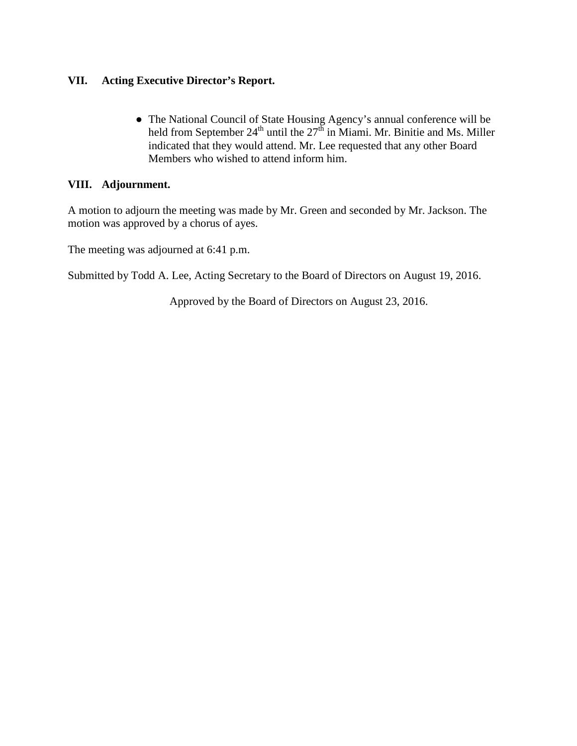## VII. Acting Executive Director's Report.

- The National Council of State Housing Agency's annual conference will be held from September 24th until the 27th in Miami. Mr. Binitie and Ms. Miller indicated that they would attend. Mr. Lee requested that any other Board Members who wished to attend inform him.

## VIII. Adjournment.

A motion to adjourn the meeting was made by Mr. Green and seconded by Mr. Jackson. The motion was approved by a chorus of ayes.

The meeting was adjourned at 6:41 p.m.

Submitted by Todd A. Lee, Acting Secretary to the Board of Directors on August 19, 2016.

Approved by the Board of Directors on August 23, 2016.